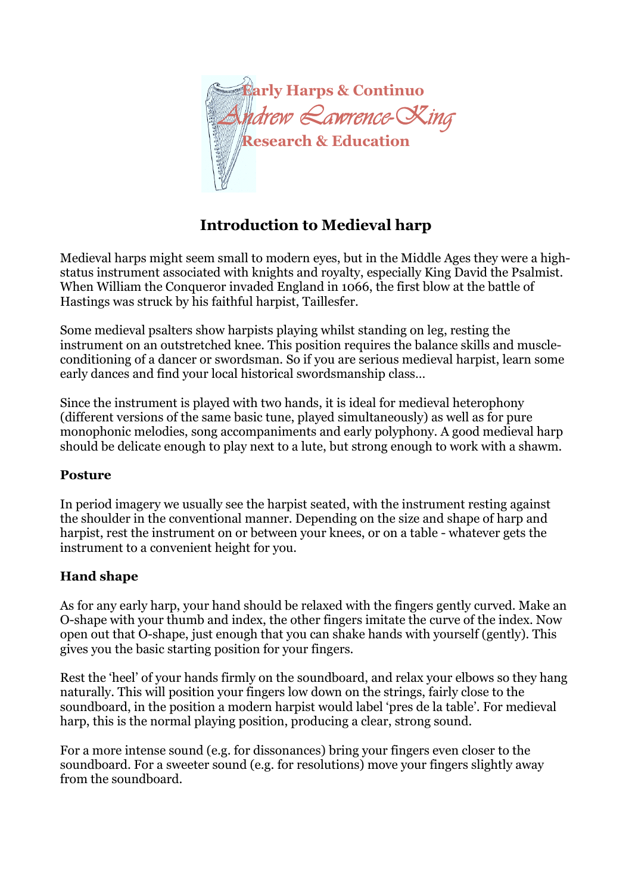Early Harps & Continuo

*Andrew Lawrence-King*

Research & Education

# Introduction to Medieval harp

Medieval harps might seem small to modern eyes, but in the Middle Ages they were a high-status instrument associated with knights and royalty, especially King David the Psalmist. When William the Conqueror invaded England in 1066, the first blow at the battle of Hastings was struck by his faithful harpist, Taillesfer.

Some medieval psalters show harpists playing whilst standing on leg, resting the instrument on an outstretched knee. This position requires the balance skills and muscle-conditioning of a dancer or swordsman. So if you are serious medieval harpist, learn some early dances and find your local historical swordsmanship class…

Since the instrument is played with two hands, it is ideal for medieval heterophony (different versions of the same basic tune, played simultaneously) as well as for pure monophonic melodies, song accompaniments and early polyphony. A good medieval harp should be delicate enough to play next to a lute, but strong enough to work with a shawm.

### Posture

In period imagery we usually see the harpist seated, with the instrument resting against the shoulder in the conventional manner. Depending on the size and shape of harp and harpist, rest the instrument on or between your knees, or on a table - whatever gets the instrument to a convenient height for you.

### Hand shape

As for any early harp, your hand should be relaxed with the fingers gently curved. Make an O-shape with your thumb and index, the other fingers imitate the curve of the index. Now open out that O-shape, just enough that you can shake hands with yourself (gently). This gives you the basic starting position for your fingers.

Rest the 'heel' of your hands firmly on the soundboard, and relax your elbows so they hang naturally. This will position your fingers low down on the strings, fairly close to the soundboard, in the position a modern harpist would label 'pres de la table'. For medieval harp, this is the normal playing position, producing a clear, strong sound.

For a more intense sound (e.g. for dissonances) bring your fingers even closer to the soundboard. For a sweeter sound (e.g. for resolutions) move your fingers slightly away from the soundboard.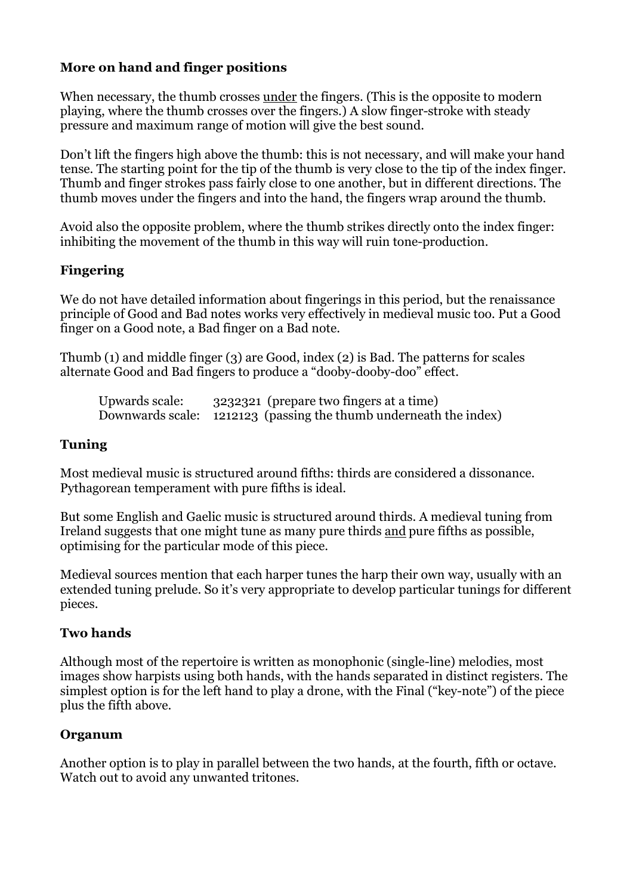### More on hand and finger positions

When necessary, the thumb crosses <u>under</u> the fingers. (This is the opposite to modern playing, where the thumb crosses over the fingers.) A slow finger-stroke with steady pressure and maximum range of motion will give the best sound.

Don't lift the fingers high above the thumb: this is not necessary, and will make your hand tense. The starting point for the tip of the thumb is very close to the tip of the index finger. Thumb and finger strokes pass fairly close to one another, but in different directions. The thumb moves under the fingers and into the hand, the fingers wrap around the thumb.

Avoid also the opposite problem, where the thumb strikes directly onto the index finger: inhibiting the movement of the thumb in this way will ruin tone-production.

### Fingering

We do not have detailed information about fingerings in this period, but the renaissance principle of Good and Bad notes works very effectively in medieval music too. Put a Good finger on a Good note, a Bad finger on a Bad note.

Thumb (1) and middle finger (3) are Good, index (2) is Bad. The patterns for scales alternate Good and Bad fingers to produce a "dooby-dooby-doo" effect.

Upwards scale: 3232321 (prepare two fingers at a time)
Downwards scale: 1212123 (passing the thumb underneath the index)

### Tuning

Most medieval music is structured around fifths: thirds are considered a dissonance. Pythagorean temperament with pure fifths is ideal.

But some English and Gaelic music is structured around thirds. A medieval tuning from Ireland suggests that one might tune as many pure thirds <u>and</u> pure fifths as possible, optimising for the particular mode of this piece.

Medieval sources mention that each harper tunes the harp their own way, usually with an extended tuning prelude. So it's very appropriate to develop particular tunings for different pieces.

### Two hands

Although most of the repertoire is written as monophonic (single-line) melodies, most images show harpists using both hands, with the hands separated in distinct registers. The simplest option is for the left hand to play a drone, with the Final ("key-note") of the piece plus the fifth above.

### Organum

Another option is to play in parallel between the two hands, at the fourth, fifth or octave. Watch out to avoid any unwanted tritones.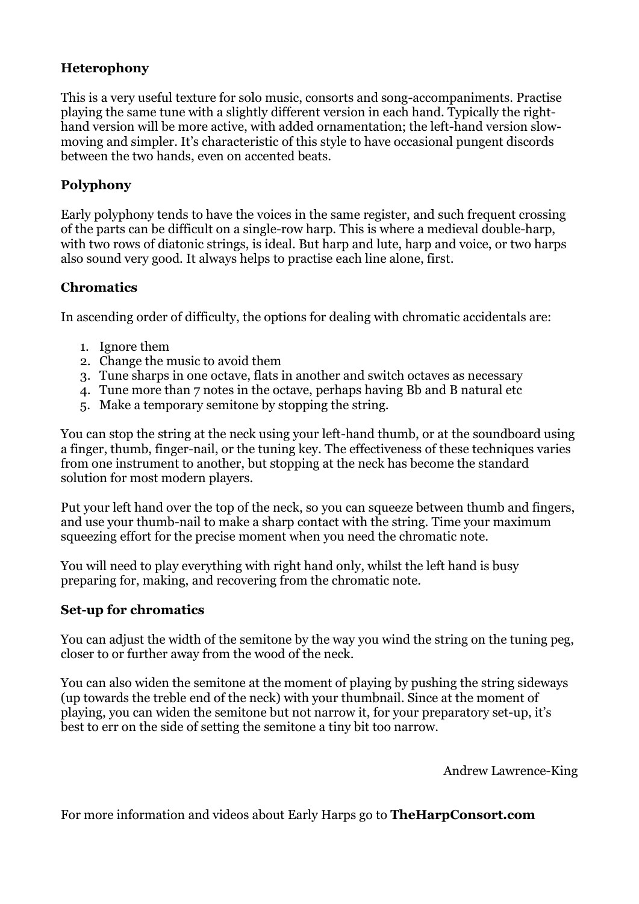### Heterophony

This is a very useful texture for solo music, consorts and song-accompaniments. Practise playing the same tune with a slightly different version in each hand. Typically the right-hand version will be more active, with added ornamentation; the left-hand version slow-moving and simpler. It's characteristic of this style to have occasional pungent discords between the two hands, even on accented beats.

### Polyphony

Early polyphony tends to have the voices in the same register, and such frequent crossing of the parts can be difficult on a single-row harp. This is where a medieval double-harp, with two rows of diatonic strings, is ideal. But harp and lute, harp and voice, or two harps also sound very good. It always helps to practise each line alone, first.

### Chromatics

In ascending order of difficulty, the options for dealing with chromatic accidentals are:

1. Ignore them
2. Change the music to avoid them
3. Tune sharps in one octave, flats in another and switch octaves as necessary
4. Tune more than 7 notes in the octave, perhaps having Bb and B natural etc
5. Make a temporary semitone by stopping the string.

You can stop the string at the neck using your left-hand thumb, or at the soundboard using a finger, thumb, finger-nail, or the tuning key. The effectiveness of these techniques varies from one instrument to another, but stopping at the neck has become the standard solution for most modern players.

Put your left hand over the top of the neck, so you can squeeze between thumb and fingers, and use your thumb-nail to make a sharp contact with the string. Time your maximum squeezing effort for the precise moment when you need the chromatic note.

You will need to play everything with right hand only, whilst the left hand is busy preparing for, making, and recovering from the chromatic note.

### Set-up for chromatics

You can adjust the width of the semitone by the way you wind the string on the tuning peg, closer to or further away from the wood of the neck.

You can also widen the semitone at the moment of playing by pushing the string sideways (up towards the treble end of the neck) with your thumbnail. Since at the moment of playing, you can widen the semitone but not narrow it, for your preparatory set-up, it's best to err on the side of setting the semitone a tiny bit too narrow.

Andrew Lawrence-King

For more information and videos about Early Harps go to **TheHarpConsort.com**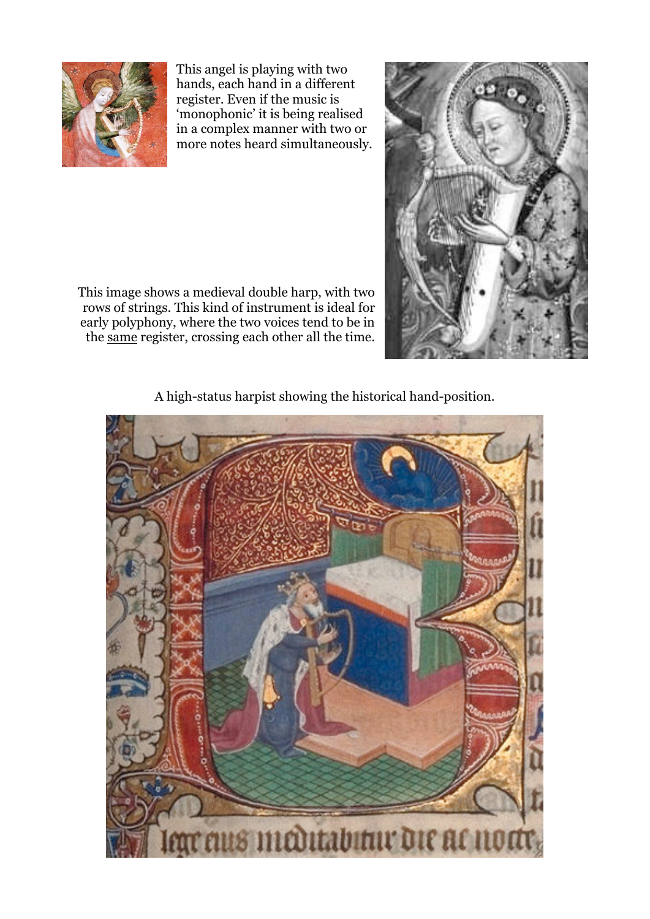This angel is playing with two hands, each hand in a different register. Even if the music is 'monophonic' it is being realised in a complex manner with two or more notes heard simultaneously.

This image shows a medieval double harp, with two rows of strings. This kind of instrument is ideal for early polyphony, where the two voices tend to be in the <u>same</u> register, crossing each other all the time.

A high-status harpist showing the historical hand-position.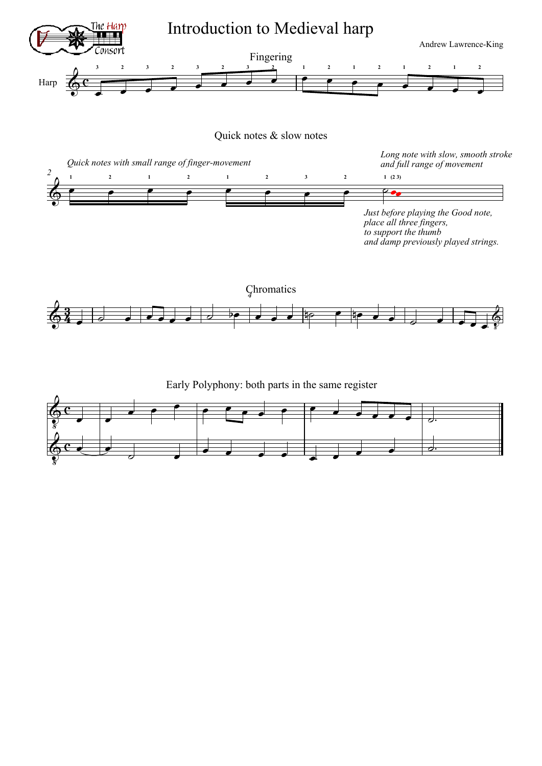# Introduction to Medieval harp

Andrew Lawrence-King

## Fingering

Harp

3 2 3 2 3 2 3 2 1 2 1 2 1 2 1 2

## Quick notes & slow notes

*Quick notes with small range of finger-movement*

*Long note with slow, smooth stroke and full range of movement*

1 2 1 2 1 2 3 2 1 (2 3)

*Just before playing the Good note, place all three fingers, to support the thumb and damp previously played strings.*

## Chromatics

## Early Polyphony: both parts in the same register